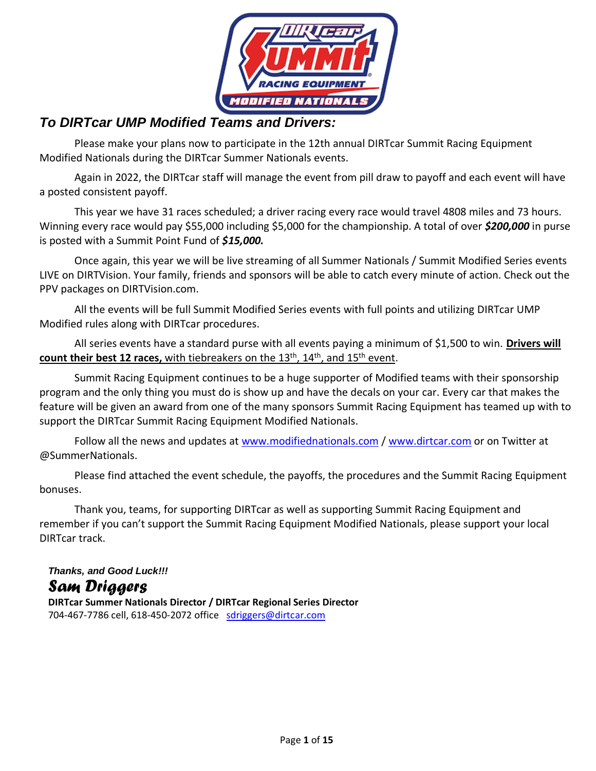## *To DIRTcar UMP Modified Teams and Drivers:*

Please make your plans now to participate in the 12th annual DIRTcar Summit Racing Equipment Modified Nationals during the DIRTcar Summer Nationals events.

Again in 2022, the DIRTcar staff will manage the event from pill draw to payoff and each event will have a posted consistent payoff.

This year we have 31 races scheduled; a driver racing every race would travel 4808 miles and 73 hours. Winning every race would pay $55,000 including $5,000 for the championship. A total of over ***$200,000*** in purse is posted with a Summit Point Fund of ***$15,000.***

Once again, this year we will be live streaming of all Summer Nationals / Summit Modified Series events LIVE on DIRTVision. Your family, friends and sponsors will be able to catch every minute of action. Check out the PPV packages on DIRTVision.com.

All the events will be full Summit Modified Series events with full points and utilizing DIRTcar UMP Modified rules along with DIRTcar procedures.

All series events have a standard purse with all events paying a minimum of $1,500 to win. **Drivers will count their best 12 races,** with tiebreakers on the 13th, 14th, and 15th event.

Summit Racing Equipment continues to be a huge supporter of Modified teams with their sponsorship program and the only thing you must do is show up and have the decals on your car. Every car that makes the feature will be given an award from one of the many sponsors Summit Racing Equipment has teamed up with to support the DIRTcar Summit Racing Equipment Modified Nationals.

Follow all the news and updates at www.modifiednationals.com / www.dirtcar.com or on Twitter at @SummerNationals.

Please find attached the event schedule, the payoffs, the procedures and the Summit Racing Equipment bonuses.

Thank you, teams, for supporting DIRTcar as well as supporting Summit Racing Equipment and remember if you can't support the Summit Racing Equipment Modified Nationals, please support your local DIRTcar track.

***Thanks, and Good Luck!!!***

***Sam Driggers***

**DIRTcar Summer Nationals Director / DIRTcar Regional Series Director**

704-467-7786 cell, 618-450-2072 office sdriggers@dirtcar.com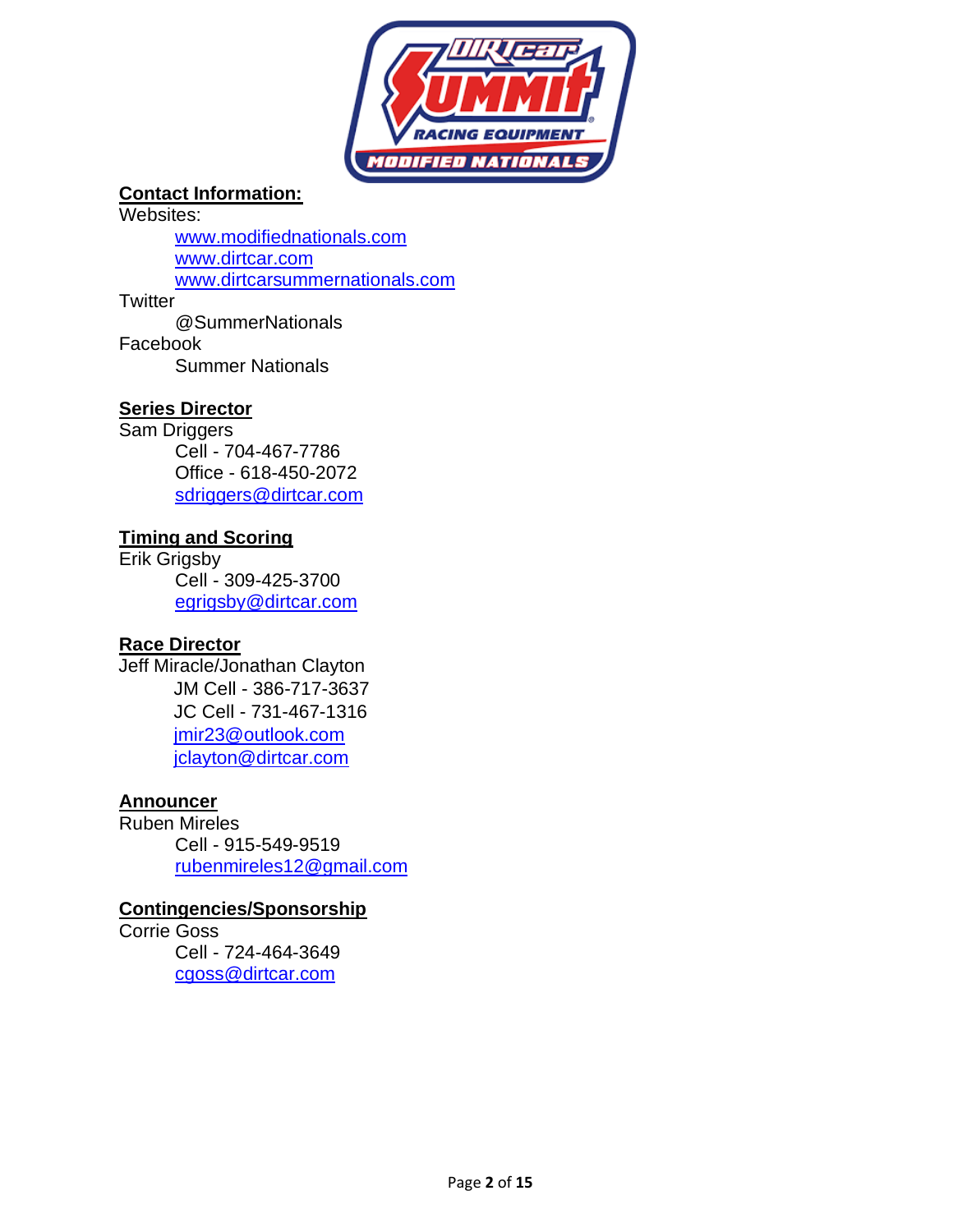## Contact Information:

Websites:

- www.modifiednationals.com
- www.dirtcar.com
- www.dirtcarsummernationals.com

Twitter

- @SummerNationals

Facebook

- Summer Nationals

## Series Director

Sam Driggers

- Cell - 704-467-7786
- Office - 618-450-2072
- sdriggers@dirtcar.com

## Timing and Scoring

Erik Grigsby

- Cell - 309-425-3700
- egrigsby@dirtcar.com

## Race Director

Jeff Miracle/Jonathan Clayton

- JM Cell - 386-717-3637
- JC Cell - 731-467-1316
- jmir23@outlook.com
- jclayton@dirtcar.com

## Announcer

Ruben Mireles

- Cell - 915-549-9519
- rubenmireles12@gmail.com

## Contingencies/Sponsorship

Corrie Goss

- Cell - 724-464-3649
- cgoss@dirtcar.com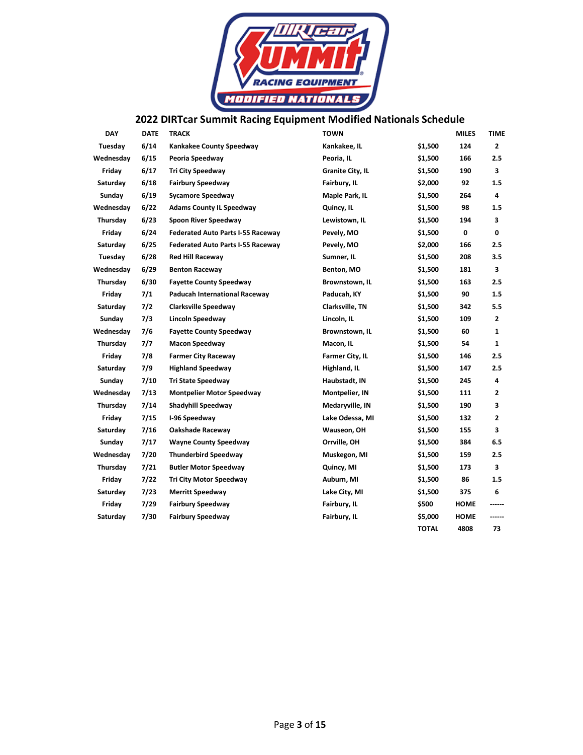# 2022 DIRTcar Summit Racing Equipment Modified Nationals Schedule

| DAY | DATE | TRACK | TOWN | | MILES | TIME |
|---|---|---|---|---|---|---|
| Tuesday | 6/14 | Kankakee County Speedway | Kankakee, IL | $1,500 | 124 | 2 |
| Wednesday | 6/15 | Peoria Speedway | Peoria, IL | $1,500 | 166 | 2.5 |
| Friday | 6/17 | Tri City Speedway | Granite City, IL | $1,500 | 190 | 3 |
| Saturday | 6/18 | Fairbury Speedway | Fairbury, IL | $2,000 | 92 | 1.5 |
| Sunday | 6/19 | Sycamore Speedway | Maple Park, IL | $1,500 | 264 | 4 |
| Wednesday | 6/22 | Adams County IL Speedway | Quincy, IL | $1,500 | 98 | 1.5 |
| Thursday | 6/23 | Spoon River Speedway | Lewistown, IL | $1,500 | 194 | 3 |
| Friday | 6/24 | Federated Auto Parts I-55 Raceway | Pevely, MO | $1,500 | 0 | 0 |
| Saturday | 6/25 | Federated Auto Parts I-55 Raceway | Pevely, MO | $2,000 | 166 | 2.5 |
| Tuesday | 6/28 | Red Hill Raceway | Sumner, IL | $1,500 | 208 | 3.5 |
| Wednesday | 6/29 | Benton Raceway | Benton, MO | $1,500 | 181 | 3 |
| Thursday | 6/30 | Fayette County Speedway | Brownstown, IL | $1,500 | 163 | 2.5 |
| Friday | 7/1 | Paducah International Raceway | Paducah, KY | $1,500 | 90 | 1.5 |
| Saturday | 7/2 | Clarksville Speedway | Clarksville, TN | $1,500 | 342 | 5.5 |
| Sunday | 7/3 | Lincoln Speedway | Lincoln, IL | $1,500 | 109 | 2 |
| Wednesday | 7/6 | Fayette County Speedway | Brownstown, IL | $1,500 | 60 | 1 |
| Thursday | 7/7 | Macon Speedway | Macon, IL | $1,500 | 54 | 1 |
| Friday | 7/8 | Farmer City Raceway | Farmer City, IL | $1,500 | 146 | 2.5 |
| Saturday | 7/9 | Highland Speedway | Highland, IL | $1,500 | 147 | 2.5 |
| Sunday | 7/10 | Tri State Speedway | Haubstadt, IN | $1,500 | 245 | 4 |
| Wednesday | 7/13 | Montpelier Motor Speedway | Montpelier, IN | $1,500 | 111 | 2 |
| Thursday | 7/14 | Shadyhill Speedway | Medaryville, IN | $1,500 | 190 | 3 |
| Friday | 7/15 | I-96 Speedway | Lake Odessa, MI | $1,500 | 132 | 2 |
| Saturday | 7/16 | Oakshade Raceway | Wauseon, OH | $1,500 | 155 | 3 |
| Sunday | 7/17 | Wayne County Speedway | Orrville, OH | $1,500 | 384 | 6.5 |
| Wednesday | 7/20 | Thunderbird Speedway | Muskegon, MI | $1,500 | 159 | 2.5 |
| Thursday | 7/21 | Butler Motor Speedway | Quincy, MI | $1,500 | 173 | 3 |
| Friday | 7/22 | Tri City Motor Speedway | Auburn, MI | $1,500 | 86 | 1.5 |
| Saturday | 7/23 | Merritt Speedway | Lake City, MI | $1,500 | 375 | 6 |
| Friday | 7/29 | Fairbury Speedway | Fairbury, IL | $500 | HOME | ------ |
| Saturday | 7/30 | Fairbury Speedway | Fairbury, IL | $5,000 | HOME | ------ |
| | | | | TOTAL | 4808 | 73 |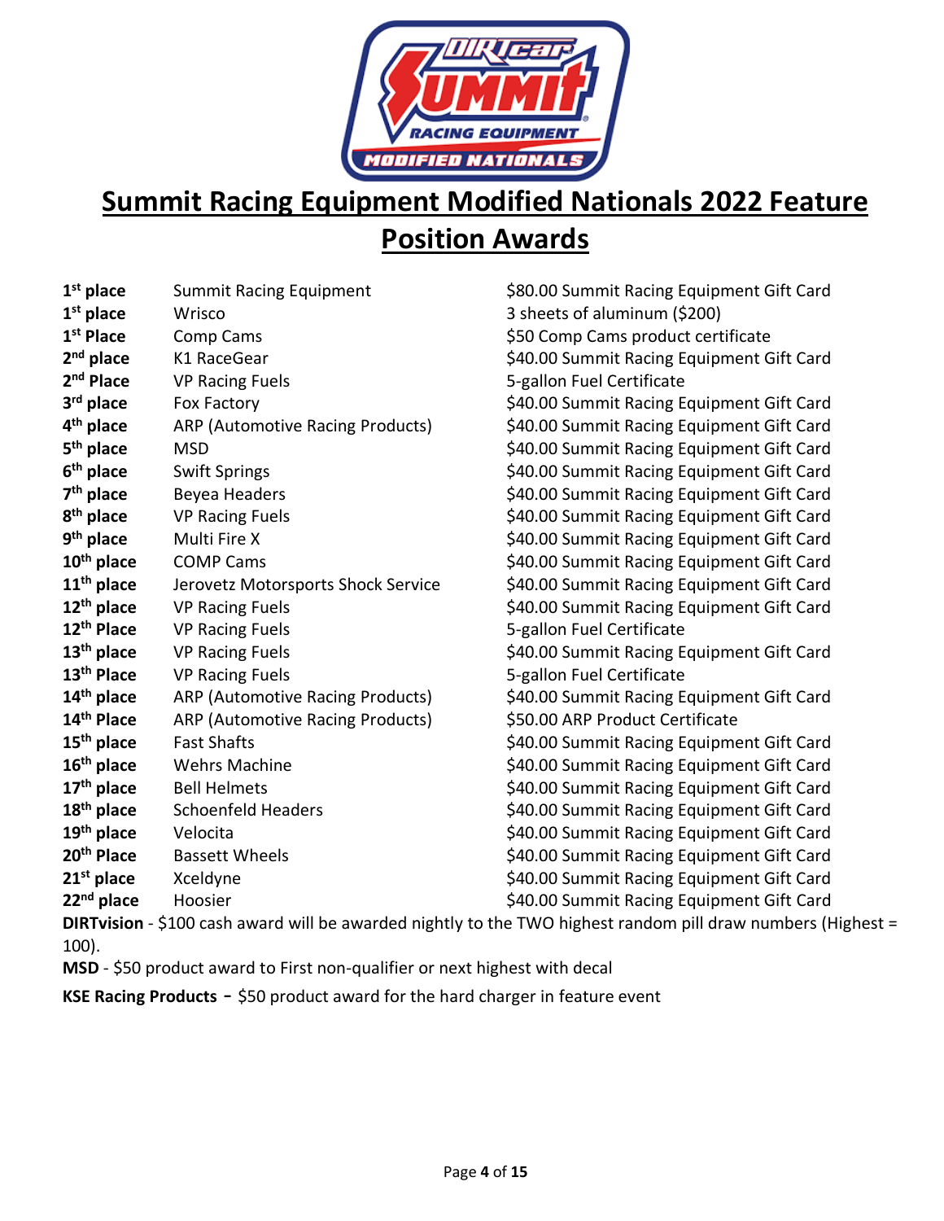# Summit Racing Equipment Modified Nationals 2022 Feature Position Awards

| | | |
|---|---|---|
| **1st place** | Summit Racing Equipment | $80.00 Summit Racing Equipment Gift Card |
| **1st place** | Wrisco | 3 sheets of aluminum ($200) |
| **1st Place** | Comp Cams | $50 Comp Cams product certificate |
| **2nd place** | K1 RaceGear | $40.00 Summit Racing Equipment Gift Card |
| **2nd Place** | VP Racing Fuels | 5-gallon Fuel Certificate |
| **3rd place** | Fox Factory | $40.00 Summit Racing Equipment Gift Card |
| **4th place** | ARP (Automotive Racing Products) | $40.00 Summit Racing Equipment Gift Card |
| **5th place** | MSD | $40.00 Summit Racing Equipment Gift Card |
| **6th place** | Swift Springs | $40.00 Summit Racing Equipment Gift Card |
| **7th place** | Beyea Headers | $40.00 Summit Racing Equipment Gift Card |
| **8th place** | VP Racing Fuels | $40.00 Summit Racing Equipment Gift Card |
| **9th place** | Multi Fire X | $40.00 Summit Racing Equipment Gift Card |
| **10th place** | COMP Cams | $40.00 Summit Racing Equipment Gift Card |
| **11th place** | Jerovetz Motorsports Shock Service | $40.00 Summit Racing Equipment Gift Card |
| **12th place** | VP Racing Fuels | $40.00 Summit Racing Equipment Gift Card |
| **12th Place** | VP Racing Fuels | 5-gallon Fuel Certificate |
| **13th place** | VP Racing Fuels | $40.00 Summit Racing Equipment Gift Card |
| **13th Place** | VP Racing Fuels | 5-gallon Fuel Certificate |
| **14th place** | ARP (Automotive Racing Products) | $40.00 Summit Racing Equipment Gift Card |
| **14th Place** | ARP (Automotive Racing Products) | $50.00 ARP Product Certificate |
| **15th place** | Fast Shafts | $40.00 Summit Racing Equipment Gift Card |
| **16th place** | Wehrs Machine | $40.00 Summit Racing Equipment Gift Card |
| **17th place** | Bell Helmets | $40.00 Summit Racing Equipment Gift Card |
| **18th place** | Schoenfeld Headers | $40.00 Summit Racing Equipment Gift Card |
| **19th place** | Velocita | $40.00 Summit Racing Equipment Gift Card |
| **20th Place** | Bassett Wheels | $40.00 Summit Racing Equipment Gift Card |
| **21st place** | Xceldyne | $40.00 Summit Racing Equipment Gift Card |
| **22nd place** | Hoosier | $40.00 Summit Racing Equipment Gift Card |

**DIRTvision** - $100 cash award will be awarded nightly to the TWO highest random pill draw numbers (Highest = 100).

**MSD** - $50 product award to First non-qualifier or next highest with decal

**KSE Racing Products** - $50 product award for the hard charger in feature event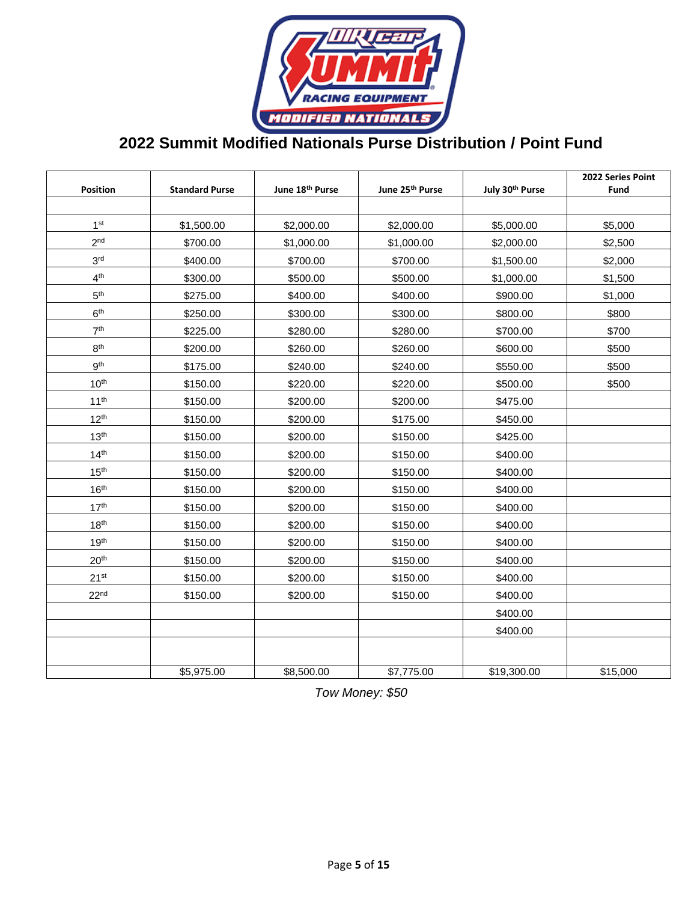# 2022 Summit Modified Nationals Purse Distribution / Point Fund

| Position | Standard Purse | June 18th Purse | June 25th Purse | July 30th Purse | 2022 Series Point Fund |
|---|---|---|---|---|---|
| | | | | | |
| 1st | $1,500.00 | $2,000.00 | $2,000.00 | $5,000.00 | $5,000 |
| 2nd | $700.00 | $1,000.00 | $1,000.00 | $2,000.00 | $2,500 |
| 3rd | $400.00 | $700.00 | $700.00 | $1,500.00 | $2,000 |
| 4th | $300.00 | $500.00 | $500.00 | $1,000.00 | $1,500 |
| 5th | $275.00 | $400.00 | $400.00 | $900.00 | $1,000 |
| 6th | $250.00 | $300.00 | $300.00 | $800.00 | $800 |
| 7th | $225.00 | $280.00 | $280.00 | $700.00 | $700 |
| 8th | $200.00 | $260.00 | $260.00 | $600.00 | $500 |
| 9th | $175.00 | $240.00 | $240.00 | $550.00 | $500 |
| 10th | $150.00 | $220.00 | $220.00 | $500.00 | $500 |
| 11th | $150.00 | $200.00 | $200.00 | $475.00 | |
| 12th | $150.00 | $200.00 | $175.00 | $450.00 | |
| 13th | $150.00 | $200.00 | $150.00 | $425.00 | |
| 14th | $150.00 | $200.00 | $150.00 | $400.00 | |
| 15th | $150.00 | $200.00 | $150.00 | $400.00 | |
| 16th | $150.00 | $200.00 | $150.00 | $400.00 | |
| 17th | $150.00 | $200.00 | $150.00 | $400.00 | |
| 18th | $150.00 | $200.00 | $150.00 | $400.00 | |
| 19th | $150.00 | $200.00 | $150.00 | $400.00 | |
| 20th | $150.00 | $200.00 | $150.00 | $400.00 | |
| 21st | $150.00 | $200.00 | $150.00 | $400.00 | |
| 22nd | $150.00 | $200.00 | $150.00 | $400.00 | |
| | | | | $400.00 | |
| | | | | $400.00 | |
| | | | | | |
| | $5,975.00 | $8,500.00 | $7,775.00 | $19,300.00 | $15,000 |

*Tow Money: $50*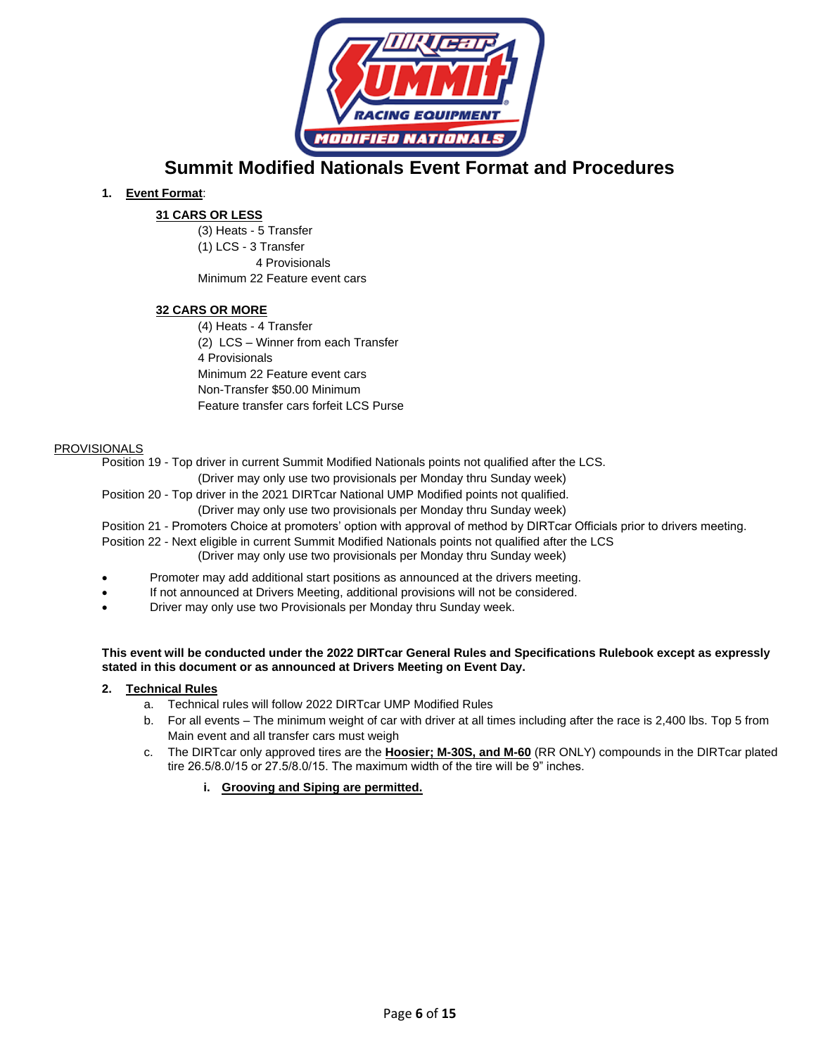# Summit Modified Nationals Event Format and Procedures

1. **Event Format**:

**31 CARS OR LESS**

(3) Heats - 5 Transfer
(1) LCS - 3 Transfer
4 Provisionals
Minimum 22 Feature event cars

**32 CARS OR MORE**

(4) Heats - 4 Transfer
(2) LCS – Winner from each Transfer
4 Provisionals
Minimum 22 Feature event cars
Non-Transfer $50.00 Minimum
Feature transfer cars forfeit LCS Purse

PROVISIONALS

Position 19 - Top driver in current Summit Modified Nationals points not qualified after the LCS.
(Driver may only use two provisionals per Monday thru Sunday week)
Position 20 - Top driver in the 2021 DIRTcar National UMP Modified points not qualified.
(Driver may only use two provisionals per Monday thru Sunday week)
Position 21 - Promoters Choice at promoters' option with approval of method by DIRTcar Officials prior to drivers meeting.
Position 22 - Next eligible in current Summit Modified Nationals points not qualified after the LCS
(Driver may only use two provisionals per Monday thru Sunday week)

- Promoter may add additional start positions as announced at the drivers meeting.
- If not announced at Drivers Meeting, additional provisions will not be considered.
- Driver may only use two Provisionals per Monday thru Sunday week.

**This event will be conducted under the 2022 DIRTcar General Rules and Specifications Rulebook except as expressly stated in this document or as announced at Drivers Meeting on Event Day.**

2. **Technical Rules**
   a. Technical rules will follow 2022 DIRTcar UMP Modified Rules
   b. For all events – The minimum weight of car with driver at all times including after the race is 2,400 lbs. Top 5 from Main event and all transfer cars must weigh
   c. The DIRTcar only approved tires are the **Hoosier; M-30S, and M-60** (RR ONLY) compounds in the DIRTcar plated tire 26.5/8.0/15 or 27.5/8.0/15. The maximum width of the tire will be 9" inches.
      i. **Grooving and Siping are permitted.**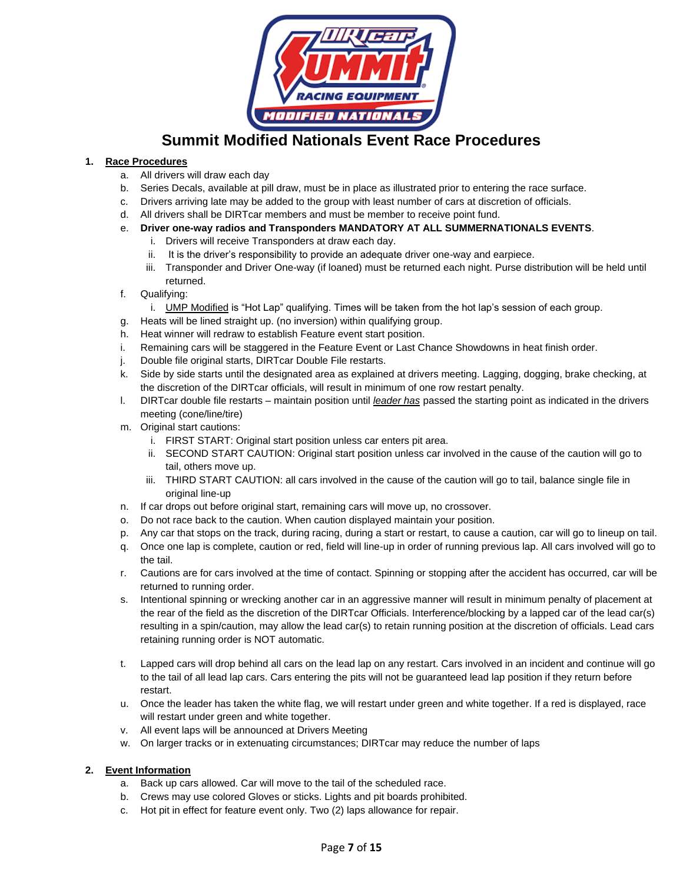# Summit Modified Nationals Event Race Procedures

1. **<u>Race Procedures</u>**
   a. All drivers will draw each day
   b. Series Decals, available at pill draw, must be in place as illustrated prior to entering the race surface.
   c. Drivers arriving late may be added to the group with least number of cars at discretion of officials.
   d. All drivers shall be DIRTcar members and must be member to receive point fund.
   e. **Driver one-way radios and Transponders MANDATORY AT ALL SUMMERNATIONALS EVENTS**.
      i. Drivers will receive Transponders at draw each day.
      ii. It is the driver's responsibility to provide an adequate driver one-way and earpiece.
      iii. Transponder and Driver One-way (if loaned) must be returned each night. Purse distribution will be held until returned.
   f. Qualifying:
      i. <u>UMP Modified</u> is "Hot Lap" qualifying. Times will be taken from the hot lap's session of each group.
   g. Heats will be lined straight up. (no inversion) within qualifying group.
   h. Heat winner will redraw to establish Feature event start position.
   i. Remaining cars will be staggered in the Feature Event or Last Chance Showdowns in heat finish order.
   j. Double file original starts, DIRTcar Double File restarts.
   k. Side by side starts until the designated area as explained at drivers meeting. Lagging, dogging, brake checking, at the discretion of the DIRTcar officials, will result in minimum of one row restart penalty.
   l. DIRTcar double file restarts – maintain position until ***<u>leader has</u>*** passed the starting point as indicated in the drivers meeting (cone/line/tire)
   m. Original start cautions:
      i. FIRST START: Original start position unless car enters pit area.
      ii. SECOND START CAUTION: Original start position unless car involved in the cause of the caution will go to tail, others move up.
      iii. THIRD START CAUTION: all cars involved in the cause of the caution will go to tail, balance single file in original line-up
   n. If car drops out before original start, remaining cars will move up, no crossover.
   o. Do not race back to the caution. When caution displayed maintain your position.
   p. Any car that stops on the track, during racing, during a start or restart, to cause a caution, car will go to lineup on tail.
   q. Once one lap is complete, caution or red, field will line-up in order of running previous lap. All cars involved will go to the tail.
   r. Cautions are for cars involved at the time of contact. Spinning or stopping after the accident has occurred, car will be returned to running order.
   s. Intentional spinning or wrecking another car in an aggressive manner will result in minimum penalty of placement at the rear of the field as the discretion of the DIRTcar Officials. Interference/blocking by a lapped car of the lead car(s) resulting in a spin/caution, may allow the lead car(s) to retain running position at the discretion of officials. Lead cars retaining running order is NOT automatic.
   t. Lapped cars will drop behind all cars on the lead lap on any restart. Cars involved in an incident and continue will go to the tail of all lead lap cars. Cars entering the pits will not be guaranteed lead lap position if they return before restart.
   u. Once the leader has taken the white flag, we will restart under green and white together. If a red is displayed, race will restart under green and white together.
   v. All event laps will be announced at Drivers Meeting
   w. On larger tracks or in extenuating circumstances; DIRTcar may reduce the number of laps

2. **<u>Event Information</u>**
   a. Back up cars allowed. Car will move to the tail of the scheduled race.
   b. Crews may use colored Gloves or sticks. Lights and pit boards prohibited.
   c. Hot pit in effect for feature event only. Two (2) laps allowance for repair.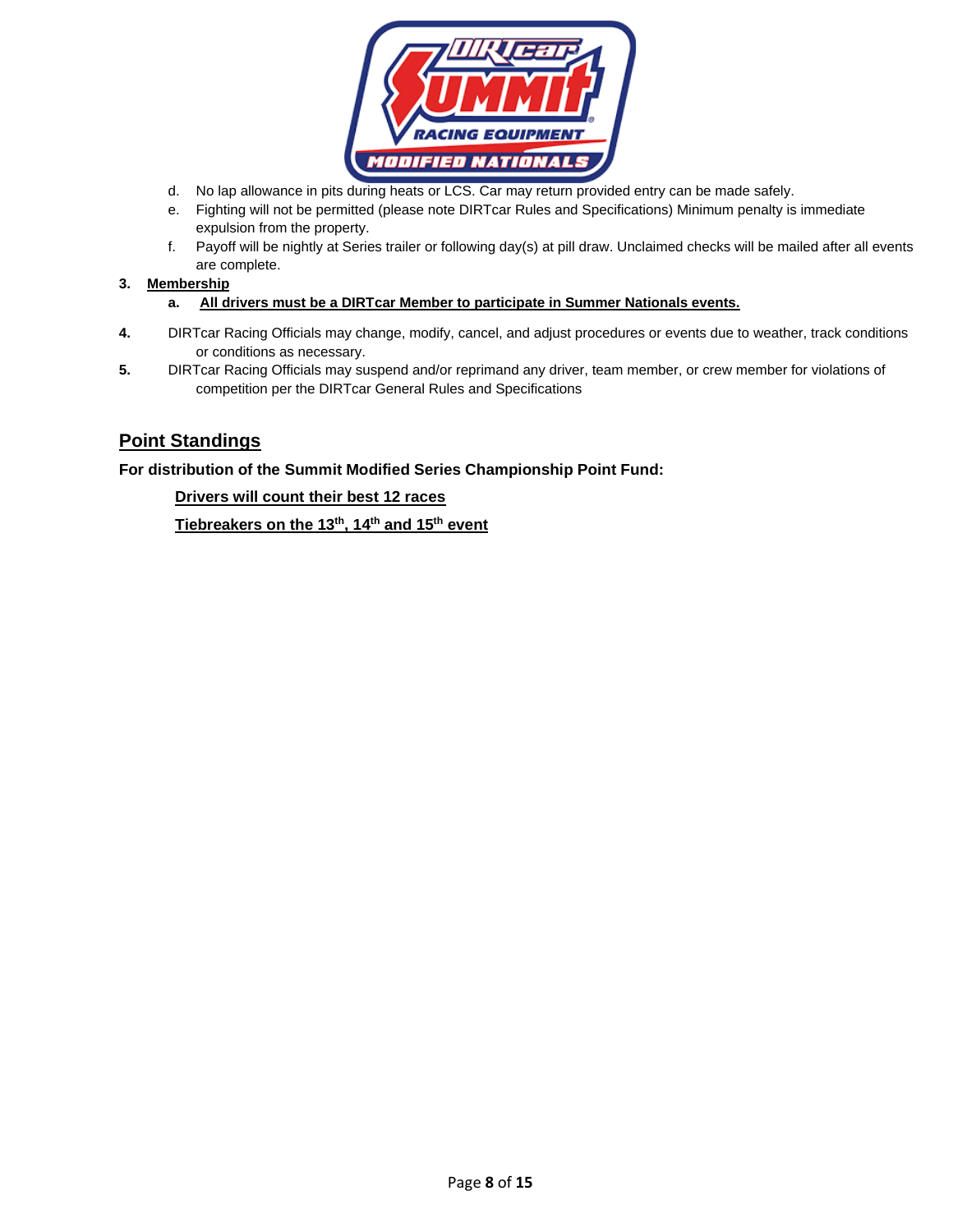d. No lap allowance in pits during heats or LCS. Car may return provided entry can be made safely.
e. Fighting will not be permitted (please note DIRTcar Rules and Specifications) Minimum penalty is immediate expulsion from the property.
f. Payoff will be nightly at Series trailer or following day(s) at pill draw. Unclaimed checks will be mailed after all events are complete.

**3. Membership**

**a. All drivers must be a DIRTcar Member to participate in Summer Nationals events.**

**4.** DIRTcar Racing Officials may change, modify, cancel, and adjust procedures or events due to weather, track conditions or conditions as necessary.

**5.** DIRTcar Racing Officials may suspend and/or reprimand any driver, team member, or crew member for violations of competition per the DIRTcar General Rules and Specifications

## Point Standings

**For distribution of the Summit Modified Series Championship Point Fund:**

**Drivers will count their best 12 races**

**Tiebreakers on the 13th, 14th and 15th event**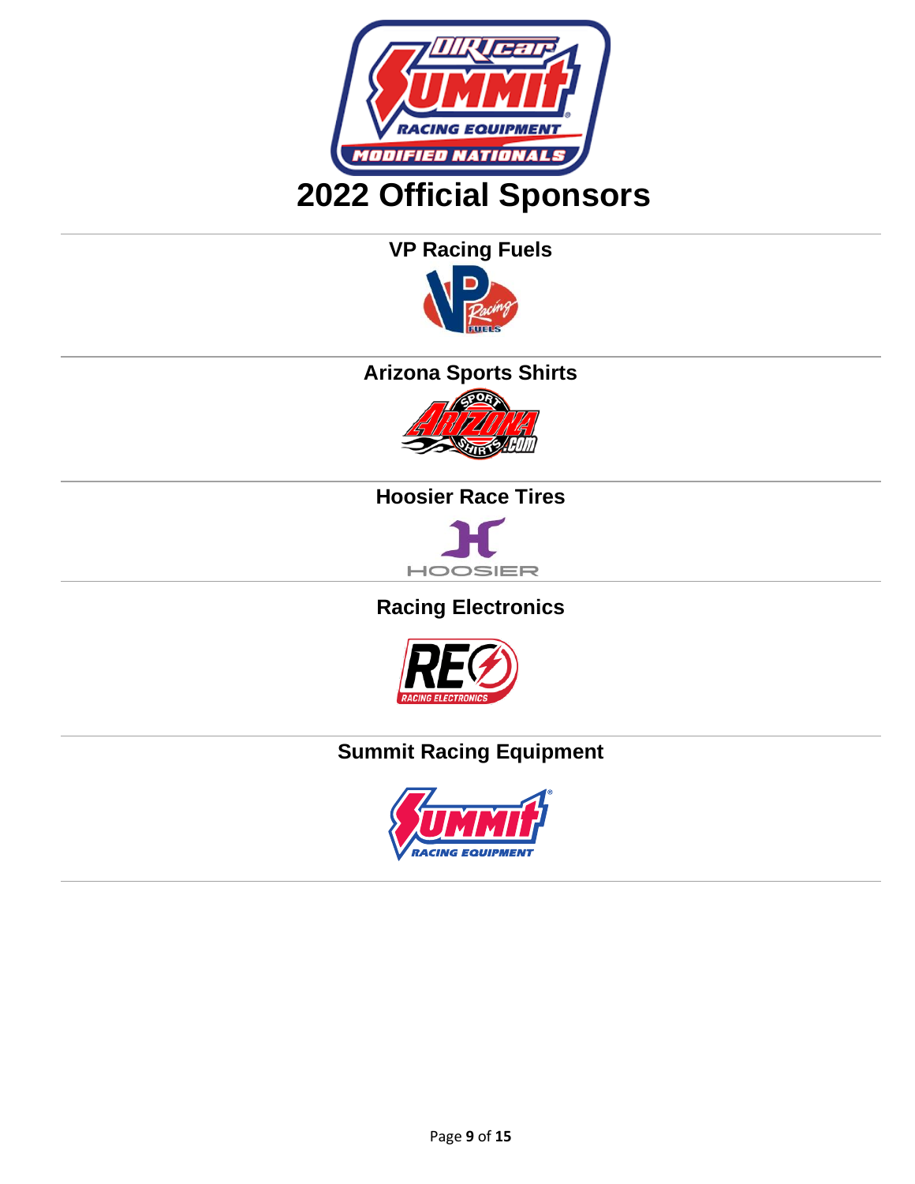# 2022 Official Sponsors

---

**VP Racing Fuels**

---

**Arizona Sports Shirts**

---

**Hoosier Race Tires**

---

**Racing Electronics**

---

**Summit Racing Equipment**

---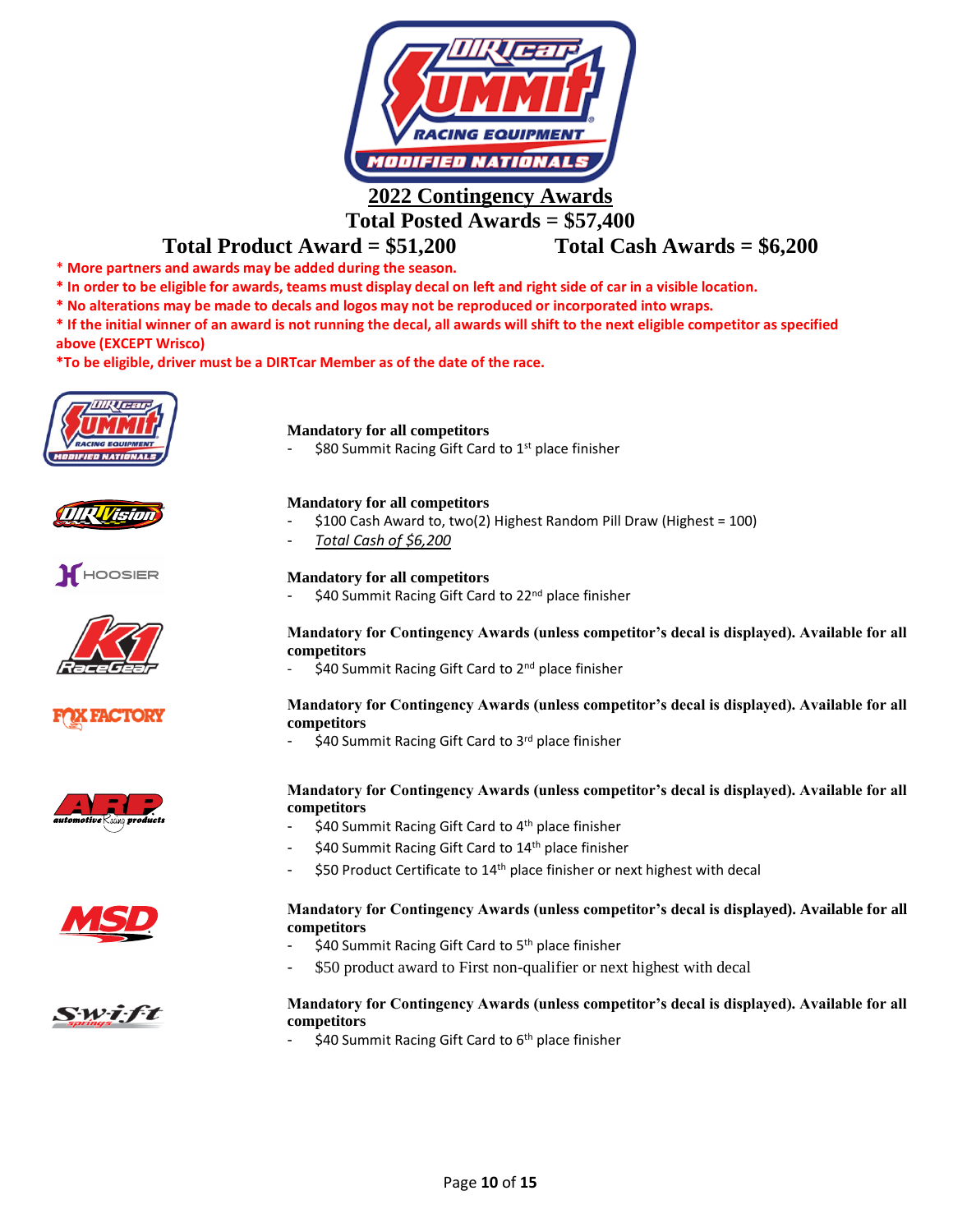# 2022 Contingency Awards

## Total Posted Awards = $57,400

**Total Product Award = $51,200** **Total Cash Awards = $6,200**

* More partners and awards may be added during the season.
* In order to be eligible for awards, teams must display decal on left and right side of car in a visible location.
* No alterations may be made to decals and logos may not be reproduced or incorporated into wraps.
* If the initial winner of an award is not running the decal, all awards will shift to the next eligible competitor as specified above (EXCEPT Wrisco)
*To be eligible, driver must be a DIRTcar Member as of the date of the race.

**Mandatory for all competitors**

- $80 Summit Racing Gift Card to 1st place finisher

**Mandatory for all competitors**

- $100 Cash Award to, two(2) Highest Random Pill Draw (Highest = 100)
- *Total Cash of $6,200*

**Mandatory for all competitors**

- $40 Summit Racing Gift Card to 22nd place finisher

**Mandatory for Contingency Awards (unless competitor's decal is displayed). Available for all competitors**

- $40 Summit Racing Gift Card to 2nd place finisher

**Mandatory for Contingency Awards (unless competitor's decal is displayed). Available for all competitors**

- $40 Summit Racing Gift Card to 3rd place finisher

**Mandatory for Contingency Awards (unless competitor's decal is displayed). Available for all competitors**

- $40 Summit Racing Gift Card to 4th place finisher
- $40 Summit Racing Gift Card to 14th place finisher
- $50 Product Certificate to 14th place finisher or next highest with decal

**Mandatory for Contingency Awards (unless competitor's decal is displayed). Available for all competitors**

- $40 Summit Racing Gift Card to 5th place finisher
- $50 product award to First non-qualifier or next highest with decal

**Mandatory for Contingency Awards (unless competitor's decal is displayed). Available for all competitors**

- $40 Summit Racing Gift Card to 6th place finisher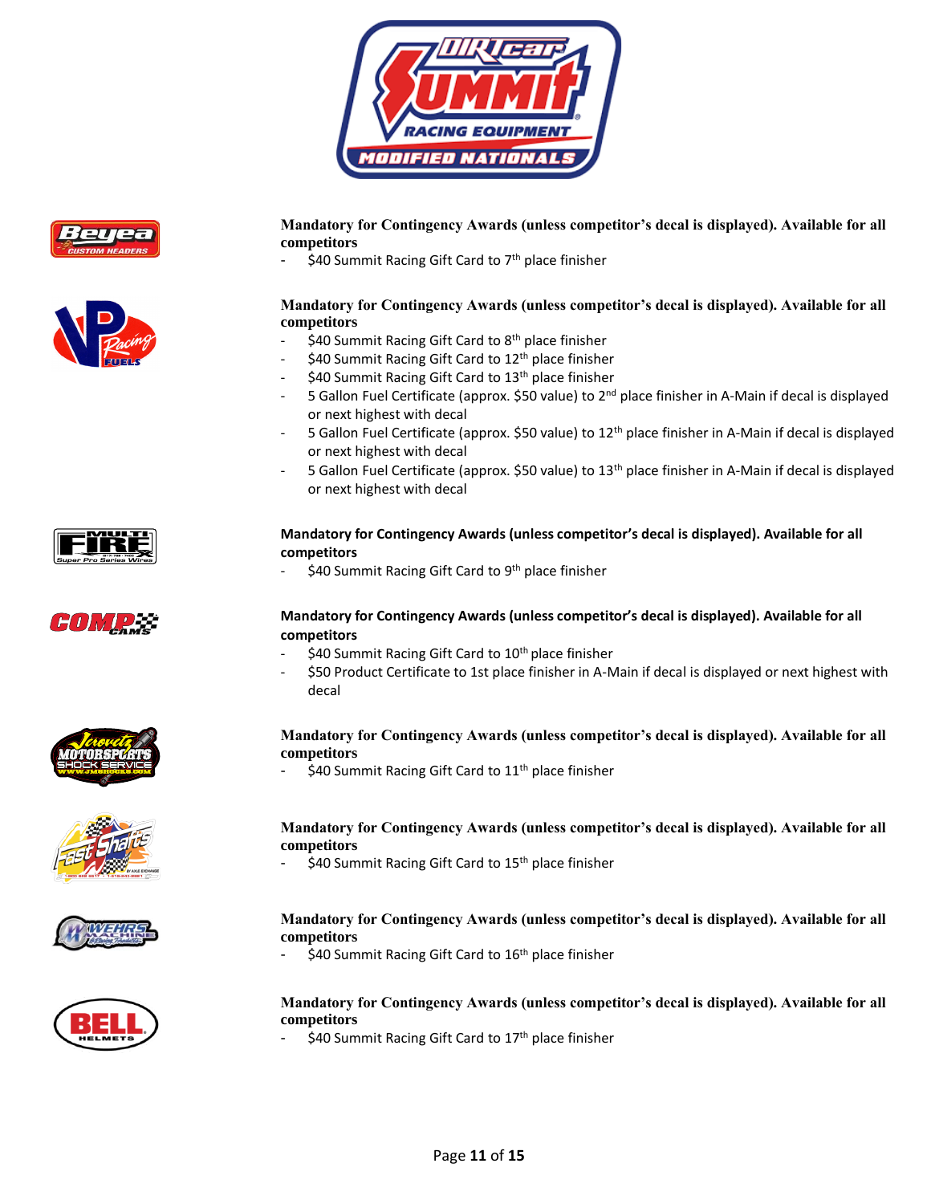**Mandatory for Contingency Awards (unless competitor's decal is displayed). Available for all competitors**

- $40 Summit Racing Gift Card to 7th place finisher

**Mandatory for Contingency Awards (unless competitor's decal is displayed). Available for all competitors**

- $40 Summit Racing Gift Card to 8th place finisher
- $40 Summit Racing Gift Card to 12th place finisher
- $40 Summit Racing Gift Card to 13th place finisher
- 5 Gallon Fuel Certificate (approx. $50 value) to 2nd place finisher in A-Main if decal is displayed or next highest with decal
- 5 Gallon Fuel Certificate (approx. $50 value) to 12th place finisher in A-Main if decal is displayed or next highest with decal
- 5 Gallon Fuel Certificate (approx. $50 value) to 13th place finisher in A-Main if decal is displayed or next highest with decal

**Mandatory for Contingency Awards (unless competitor's decal is displayed). Available for all competitors**

- $40 Summit Racing Gift Card to 9th place finisher

**Mandatory for Contingency Awards (unless competitor's decal is displayed). Available for all competitors**

- $40 Summit Racing Gift Card to 10th place finisher
- $50 Product Certificate to 1st place finisher in A-Main if decal is displayed or next highest with decal

**Mandatory for Contingency Awards (unless competitor's decal is displayed). Available for all competitors**

- $40 Summit Racing Gift Card to 11th place finisher

**Mandatory for Contingency Awards (unless competitor's decal is displayed). Available for all competitors**

- $40 Summit Racing Gift Card to 15th place finisher

**Mandatory for Contingency Awards (unless competitor's decal is displayed). Available for all competitors**

- $40 Summit Racing Gift Card to 16th place finisher

**Mandatory for Contingency Awards (unless competitor's decal is displayed). Available for all competitors**

- $40 Summit Racing Gift Card to 17th place finisher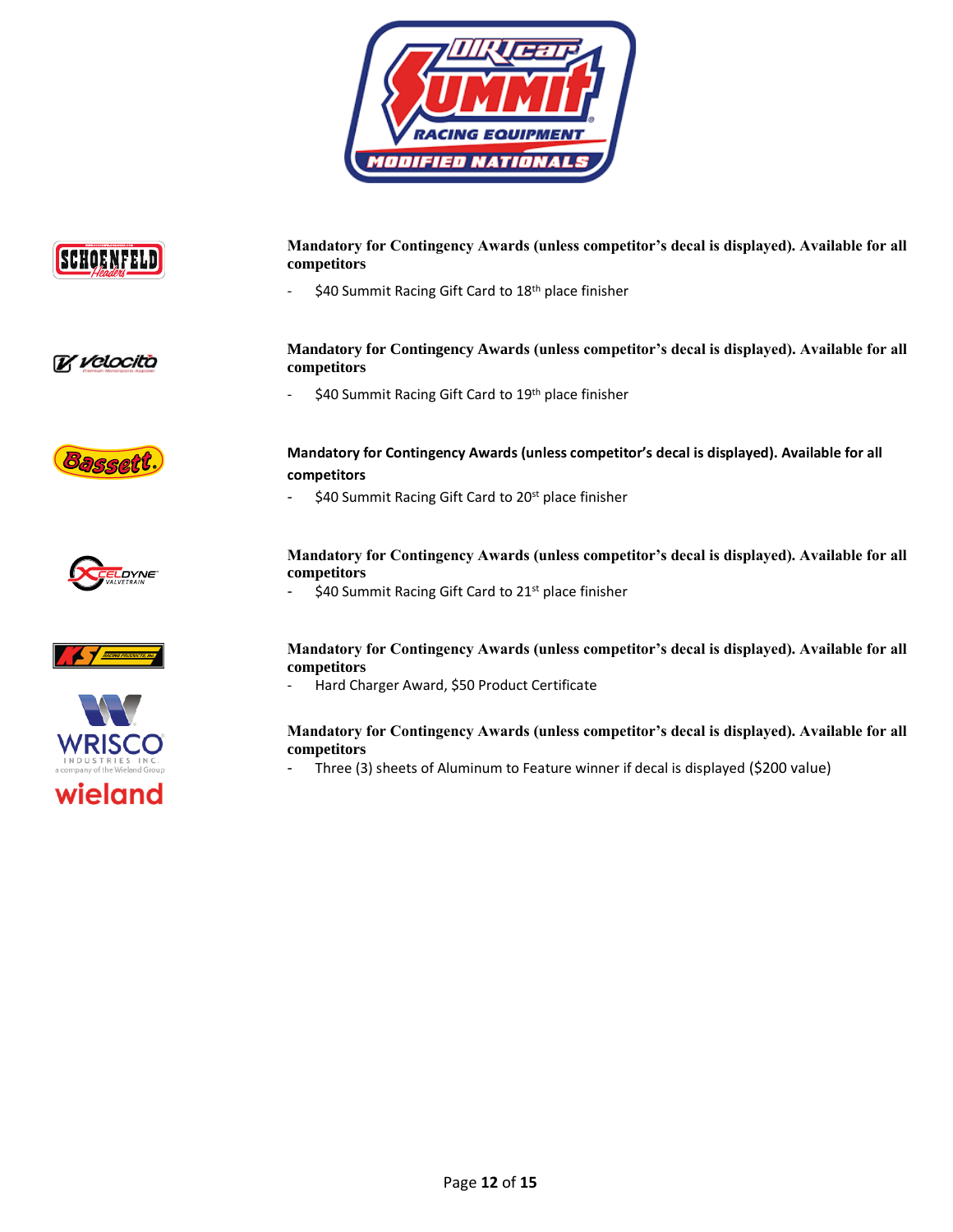**Mandatory for Contingency Awards (unless competitor's decal is displayed). Available for all competitors**

- $40 Summit Racing Gift Card to 18th place finisher

**Mandatory for Contingency Awards (unless competitor's decal is displayed). Available for all competitors**

- $40 Summit Racing Gift Card to 19th place finisher

**Mandatory for Contingency Awards (unless competitor's decal is displayed). Available for all competitors**

- $40 Summit Racing Gift Card to 20st place finisher

**Mandatory for Contingency Awards (unless competitor's decal is displayed). Available for all competitors**

- $40 Summit Racing Gift Card to 21st place finisher

**Mandatory for Contingency Awards (unless competitor's decal is displayed). Available for all competitors**

- Hard Charger Award, $50 Product Certificate

**Mandatory for Contingency Awards (unless competitor's decal is displayed). Available for all competitors**

- Three (3) sheets of Aluminum to Feature winner if decal is displayed ($200 value)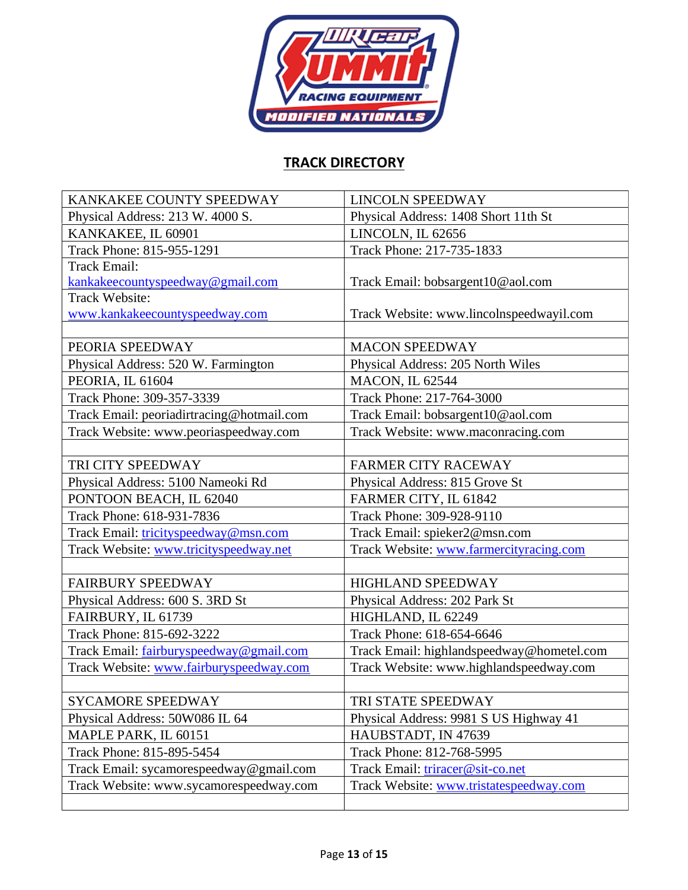## TRACK DIRECTORY

| | |
|---|---|
| KANKAKEE COUNTY SPEEDWAY | LINCOLN SPEEDWAY |
| Physical Address: 213 W. 4000 S. | Physical Address: 1408 Short 11th St |
| KANKAKEE, IL 60901 | LINCOLN, IL 62656 |
| Track Phone: 815-955-1291 | Track Phone: 217-735-1833 |
| Track Email: kankakeecountyspeedway@gmail.com | Track Email: bobsargent10@aol.com |
| Track Website: www.kankakeecountyspeedway.com | Track Website: www.lincolnspeedwayil.com |
| | |
| PEORIA SPEEDWAY | MACON SPEEDWAY |
| Physical Address: 520 W. Farmington | Physical Address: 205 North Wiles |
| PEORIA, IL 61604 | MACON, IL 62544 |
| Track Phone: 309-357-3339 | Track Phone: 217-764-3000 |
| Track Email: peoriadirtracing@hotmail.com | Track Email: bobsargent10@aol.com |
| Track Website: www.peoriaspeedway.com | Track Website: www.maconracing.com |
| | |
| TRI CITY SPEEDWAY | FARMER CITY RACEWAY |
| Physical Address: 5100 Nameoki Rd | Physical Address: 815 Grove St |
| PONTOON BEACH, IL 62040 | FARMER CITY, IL 61842 |
| Track Phone: 618-931-7836 | Track Phone: 309-928-9110 |
| Track Email: tricityspeedway@msn.com | Track Email: spieker2@msn.com |
| Track Website: www.tricityspeedway.net | Track Website: www.farmercityracing.com |
| | |
| FAIRBURY SPEEDWAY | HIGHLAND SPEEDWAY |
| Physical Address: 600 S. 3RD St | Physical Address: 202 Park St |
| FAIRBURY, IL 61739 | HIGHLAND, IL 62249 |
| Track Phone: 815-692-3222 | Track Phone: 618-654-6646 |
| Track Email: fairburyspeedway@gmail.com | Track Email: highlandspeedway@hometel.com |
| Track Website: www.fairburyspeedway.com | Track Website: www.highlandspeedway.com |
| | |
| SYCAMORE SPEEDWAY | TRI STATE SPEEDWAY |
| Physical Address: 50W086 IL 64 | Physical Address: 9981 S US Highway 41 |
| MAPLE PARK, IL 60151 | HAUBSTADT, IN 47639 |
| Track Phone: 815-895-5454 | Track Phone: 812-768-5995 |
| Track Email: sycamorespeedway@gmail.com | Track Email: triracer@sit-co.net |
| Track Website: www.sycamorespeedway.com | Track Website: www.tristatespeedway.com |
| | |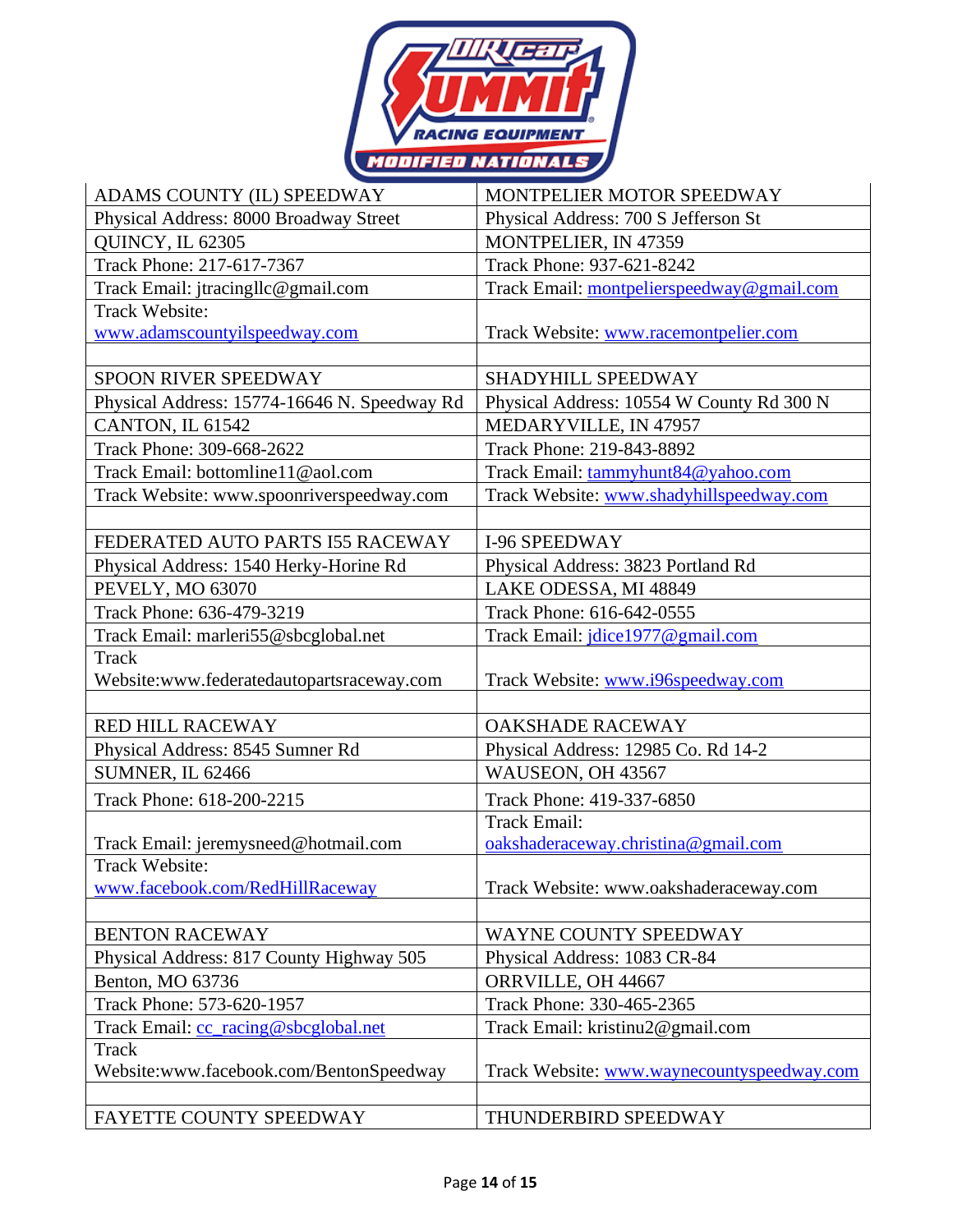| ADAMS COUNTY (IL) SPEEDWAY | MONTPELIER MOTOR SPEEDWAY |
|---|---|
| Physical Address: 8000 Broadway Street | Physical Address: 700 S Jefferson St |
| QUINCY, IL 62305 | MONTPELIER, IN 47359 |
| Track Phone: 217-617-7367 | Track Phone: 937-621-8242 |
| Track Email: jtracingllc@gmail.com | Track Email: montpelierspeedway@gmail.com |
| Track Website: www.adamscountyilspeedway.com | Track Website: www.racemontpelier.com |
| | |
| SPOON RIVER SPEEDWAY | SHADYHILL SPEEDWAY |
| Physical Address: 15774-16646 N. Speedway Rd | Physical Address: 10554 W County Rd 300 N |
| CANTON, IL 61542 | MEDARYVILLE, IN 47957 |
| Track Phone: 309-668-2622 | Track Phone: 219-843-8892 |
| Track Email: bottomline11@aol.com | Track Email: tammyhunt84@yahoo.com |
| Track Website: www.spoonriverspeedway.com | Track Website: www.shadyhillspeedway.com |
| | |
| FEDERATED AUTO PARTS I55 RACEWAY | I-96 SPEEDWAY |
| Physical Address: 1540 Herky-Horine Rd | Physical Address: 3823 Portland Rd |
| PEVELY, MO 63070 | LAKE ODESSA, MI 48849 |
| Track Phone: 636-479-3219 | Track Phone: 616-642-0555 |
| Track Email: marleri55@sbcglobal.net | Track Email: jdice1977@gmail.com |
| Track Website:www.federatedautopartsraceway.com | Track Website: www.i96speedway.com |
| | |
| RED HILL RACEWAY | OAKSHADE RACEWAY |
| Physical Address: 8545 Sumner Rd | Physical Address: 12985 Co. Rd 14-2 |
| SUMNER, IL 62466 | WAUSEON, OH 43567 |
| Track Phone: 618-200-2215 | Track Phone: 419-337-6850 |
| Track Email: jeremysneed@hotmail.com | Track Email: oakshaderaceway.christina@gmail.com |
| Track Website: www.facebook.com/RedHillRaceway | Track Website: www.oakshaderaceway.com |
| | |
| BENTON RACEWAY | WAYNE COUNTY SPEEDWAY |
| Physical Address: 817 County Highway 505 | Physical Address: 1083 CR-84 |
| Benton, MO 63736 | ORRVILLE, OH 44667 |
| Track Phone: 573-620-1957 | Track Phone: 330-465-2365 |
| Track Email: cc_racing@sbcglobal.net | Track Email: kristinu2@gmail.com |
| Track Website:www.facebook.com/BentonSpeedway | Track Website: www.waynecountyspeedway.com |
| | |
| FAYETTE COUNTY SPEEDWAY | THUNDERBIRD SPEEDWAY |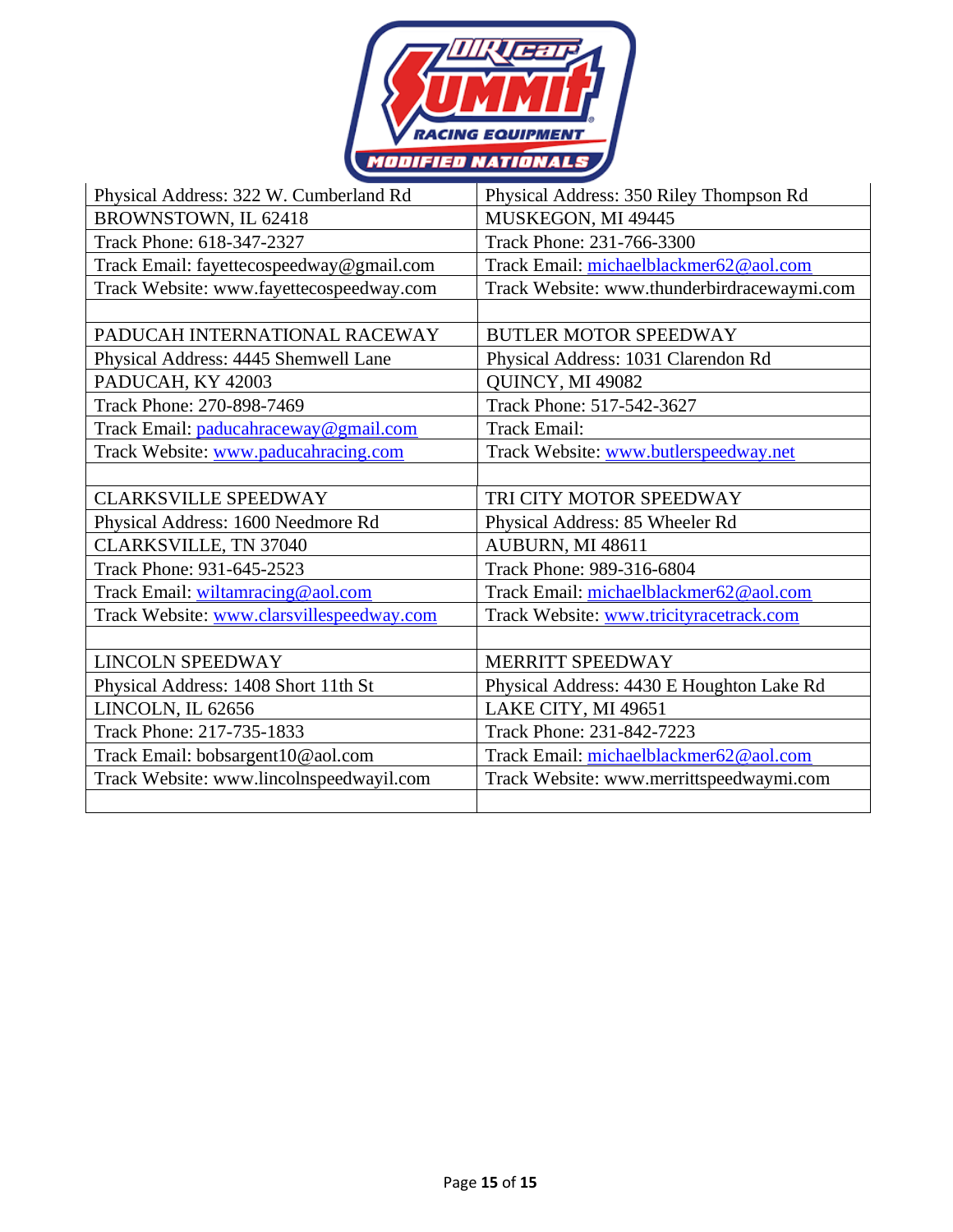| | |
|---|---|
| Physical Address: 322 W. Cumberland Rd | Physical Address: 350 Riley Thompson Rd |
| BROWNSTOWN, IL 62418 | MUSKEGON, MI 49445 |
| Track Phone: 618-347-2327 | Track Phone: 231-766-3300 |
| Track Email: fayettecospeedway@gmail.com | Track Email: michaelblackmer62@aol.com |
| Track Website: www.fayettecospeedway.com | Track Website: www.thunderbirdracewaymi.com |
| | |
| PADUCAH INTERNATIONAL RACEWAY | BUTLER MOTOR SPEEDWAY |
| Physical Address: 4445 Shemwell Lane | Physical Address: 1031 Clarendon Rd |
| PADUCAH, KY 42003 | QUINCY, MI 49082 |
| Track Phone: 270-898-7469 | Track Phone: 517-542-3627 |
| Track Email: paducahraceway@gmail.com | Track Email: |
| Track Website: www.paducahracing.com | Track Website: www.butlerspeedway.net |
| | |
| CLARKSVILLE SPEEDWAY | TRI CITY MOTOR SPEEDWAY |
| Physical Address: 1600 Needmore Rd | Physical Address: 85 Wheeler Rd |
| CLARKSVILLE, TN 37040 | AUBURN, MI 48611 |
| Track Phone: 931-645-2523 | Track Phone: 989-316-6804 |
| Track Email: wiltamracing@aol.com | Track Email: michaelblackmer62@aol.com |
| Track Website: www.clarsvillespeedway.com | Track Website: www.tricityracetrack.com |
| | |
| LINCOLN SPEEDWAY | MERRITT SPEEDWAY |
| Physical Address: 1408 Short 11th St | Physical Address: 4430 E Houghton Lake Rd |
| LINCOLN, IL 62656 | LAKE CITY, MI 49651 |
| Track Phone: 217-735-1833 | Track Phone: 231-842-7223 |
| Track Email: bobsargent10@aol.com | Track Email: michaelblackmer62@aol.com |
| Track Website: www.lincolnspeedwayil.com | Track Website: www.merrittspeedwaymi.com |
| | |